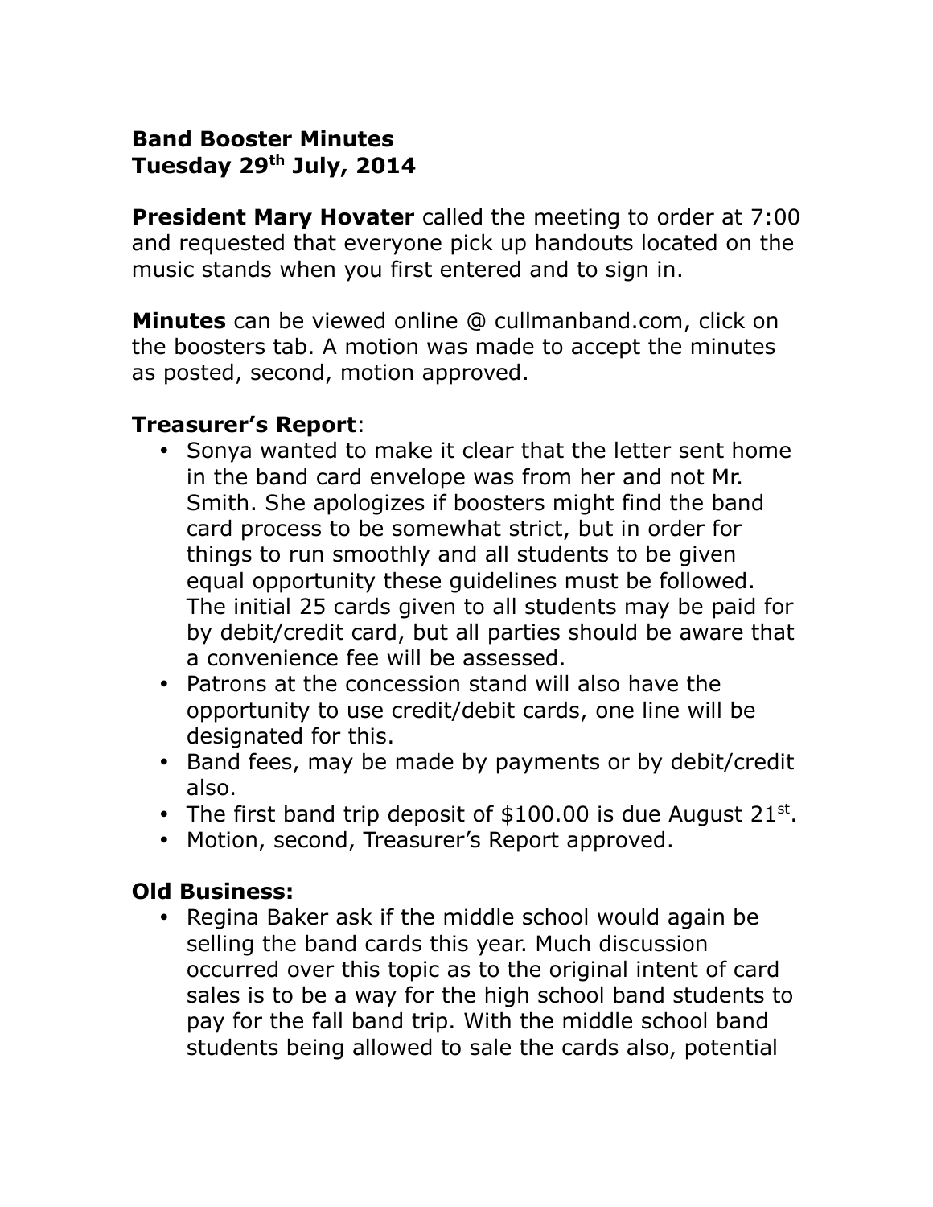**Band Booster Minutes**
**Tuesday 29th July, 2014**

**President Mary Hovater** called the meeting to order at 7:00 and requested that everyone pick up handouts located on the music stands when you first entered and to sign in.

**Minutes** can be viewed online @ cullmanband.com, click on the boosters tab. A motion was made to accept the minutes as posted, second, motion approved.

**Treasurer's Report**:

- Sonya wanted to make it clear that the letter sent home in the band card envelope was from her and not Mr. Smith. She apologizes if boosters might find the band card process to be somewhat strict, but in order for things to run smoothly and all students to be given equal opportunity these guidelines must be followed. The initial 25 cards given to all students may be paid for by debit/credit card, but all parties should be aware that a convenience fee will be assessed.
- Patrons at the concession stand will also have the opportunity to use credit/debit cards, one line will be designated for this.
- Band fees, may be made by payments or by debit/credit also.
- The first band trip deposit of $100.00 is due August 21st.
- Motion, second, Treasurer's Report approved.

**Old Business:**

- Regina Baker ask if the middle school would again be selling the band cards this year. Much discussion occurred over this topic as to the original intent of card sales is to be a way for the high school band students to pay for the fall band trip. With the middle school band students being allowed to sale the cards also, potential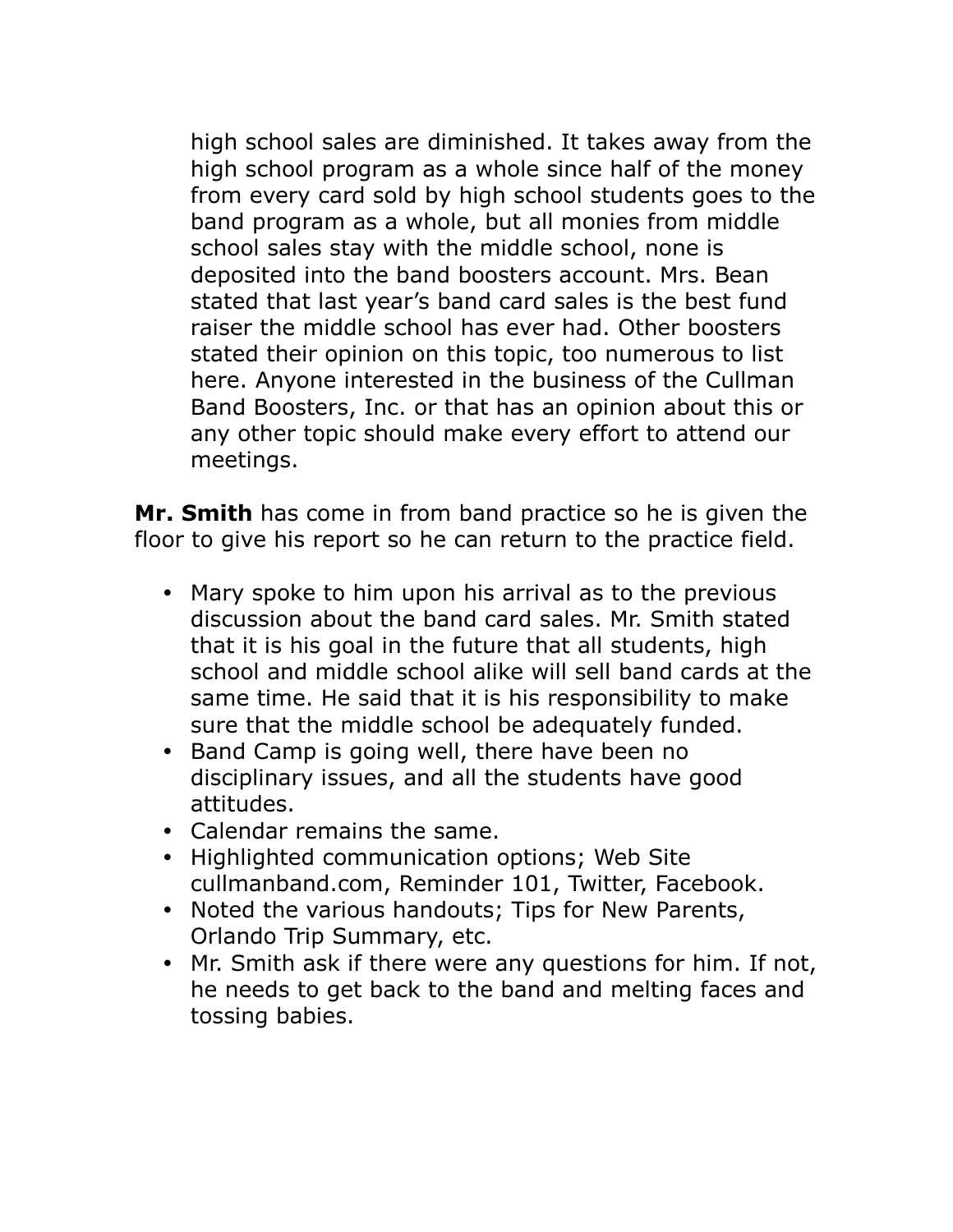high school sales are diminished. It takes away from the high school program as a whole since half of the money from every card sold by high school students goes to the band program as a whole, but all monies from middle school sales stay with the middle school, none is deposited into the band boosters account. Mrs. Bean stated that last year's band card sales is the best fund raiser the middle school has ever had. Other boosters stated their opinion on this topic, too numerous to list here. Anyone interested in the business of the Cullman Band Boosters, Inc. or that has an opinion about this or any other topic should make every effort to attend our meetings.

**Mr. Smith** has come in from band practice so he is given the floor to give his report so he can return to the practice field.

- Mary spoke to him upon his arrival as to the previous discussion about the band card sales. Mr. Smith stated that it is his goal in the future that all students, high school and middle school alike will sell band cards at the same time. He said that it is his responsibility to make sure that the middle school be adequately funded.
- Band Camp is going well, there have been no disciplinary issues, and all the students have good attitudes.
- Calendar remains the same.
- Highlighted communication options; Web Site cullmanband.com, Reminder 101, Twitter, Facebook.
- Noted the various handouts; Tips for New Parents, Orlando Trip Summary, etc.
- Mr. Smith ask if there were any questions for him. If not, he needs to get back to the band and melting faces and tossing babies.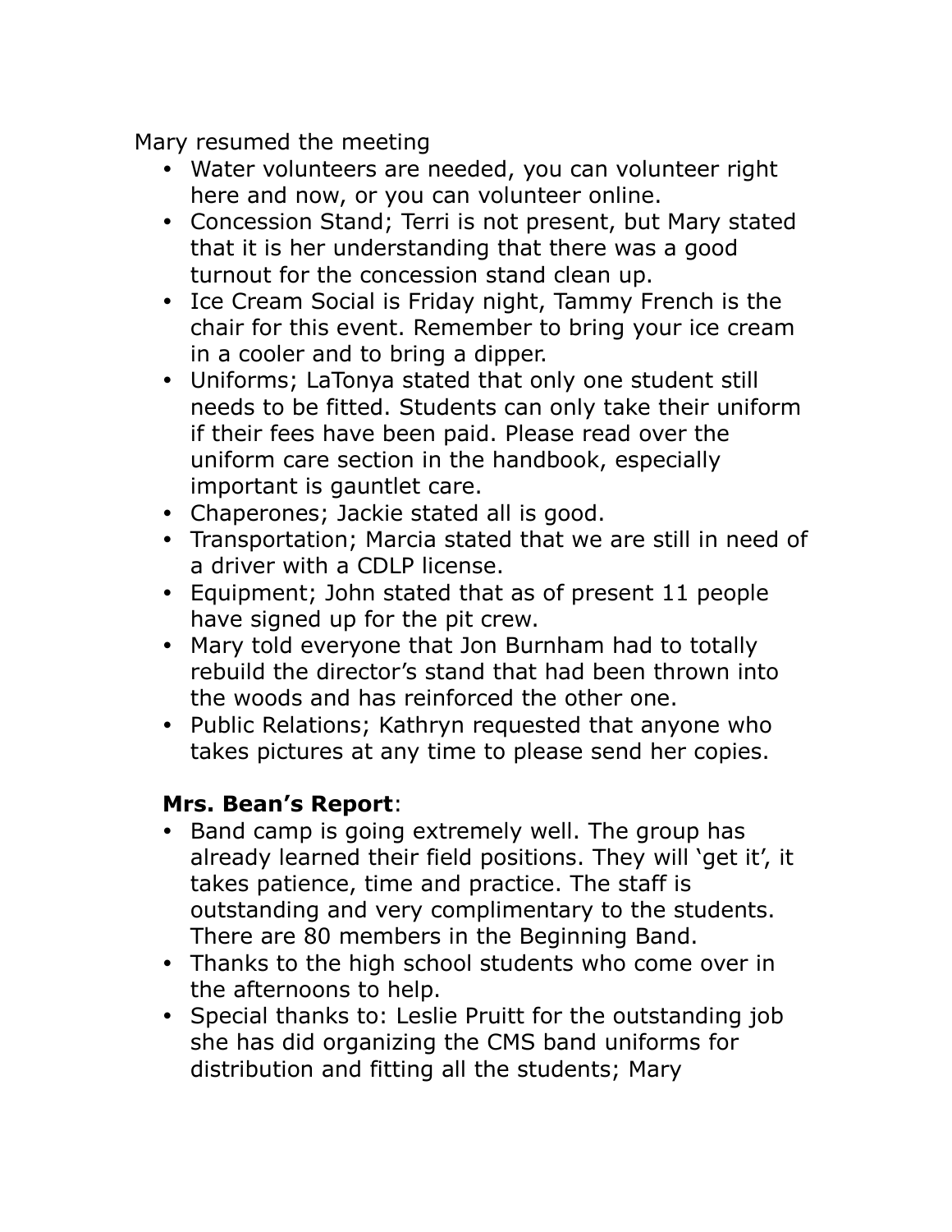Mary resumed the meeting

- Water volunteers are needed, you can volunteer right here and now, or you can volunteer online.
- Concession Stand; Terri is not present, but Mary stated that it is her understanding that there was a good turnout for the concession stand clean up.
- Ice Cream Social is Friday night, Tammy French is the chair for this event. Remember to bring your ice cream in a cooler and to bring a dipper.
- Uniforms; LaTonya stated that only one student still needs to be fitted. Students can only take their uniform if their fees have been paid. Please read over the uniform care section in the handbook, especially important is gauntlet care.
- Chaperones; Jackie stated all is good.
- Transportation; Marcia stated that we are still in need of a driver with a CDLP license.
- Equipment; John stated that as of present 11 people have signed up for the pit crew.
- Mary told everyone that Jon Burnham had to totally rebuild the director's stand that had been thrown into the woods and has reinforced the other one.
- Public Relations; Kathryn requested that anyone who takes pictures at any time to please send her copies.

**Mrs. Bean's Report**:

- Band camp is going extremely well. The group has already learned their field positions. They will 'get it', it takes patience, time and practice. The staff is outstanding and very complimentary to the students. There are 80 members in the Beginning Band.
- Thanks to the high school students who come over in the afternoons to help.
- Special thanks to: Leslie Pruitt for the outstanding job she has did organizing the CMS band uniforms for distribution and fitting all the students; Mary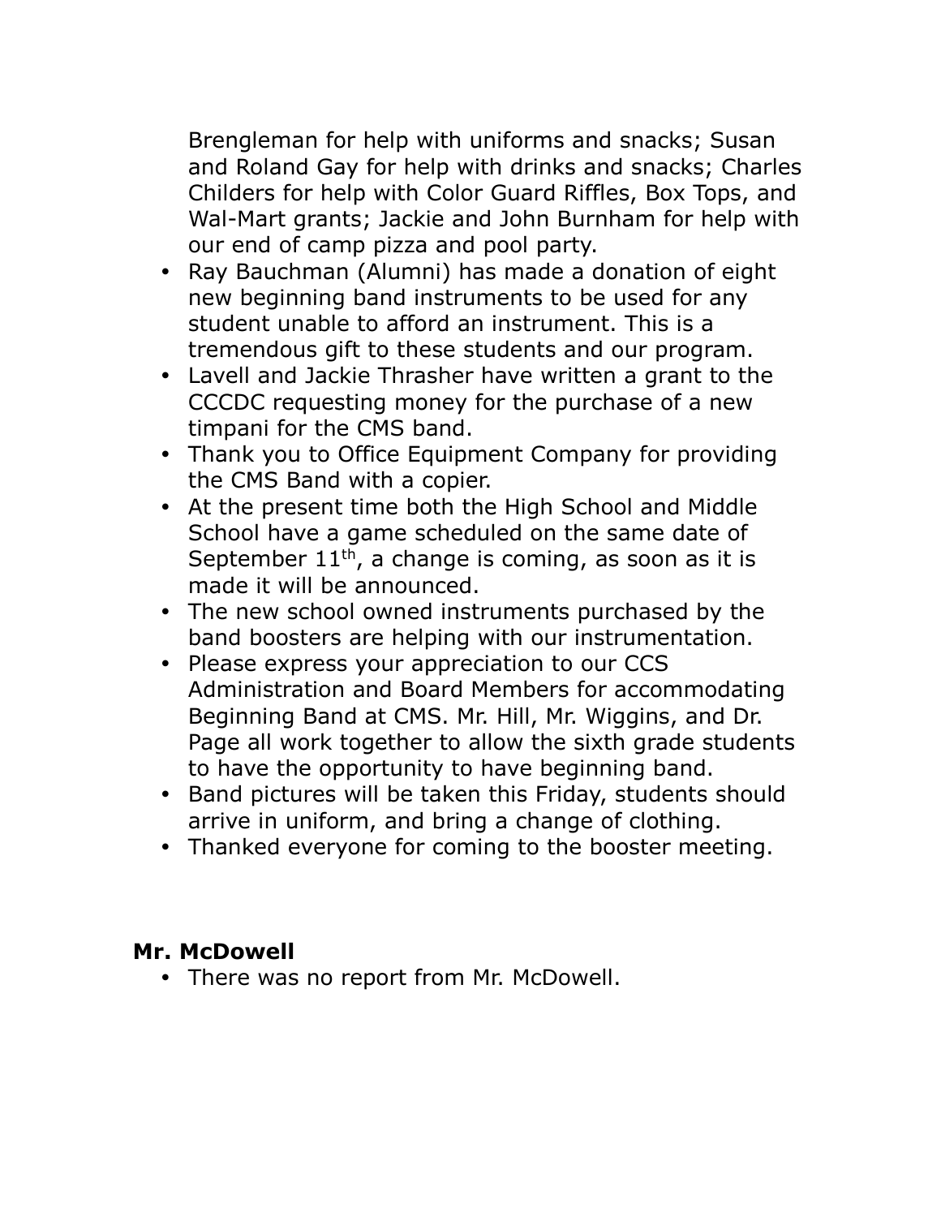Brengleman for help with uniforms and snacks; Susan and Roland Gay for help with drinks and snacks; Charles Childers for help with Color Guard Riffles, Box Tops, and Wal-Mart grants; Jackie and John Burnham for help with our end of camp pizza and pool party.

- Ray Bauchman (Alumni) has made a donation of eight new beginning band instruments to be used for any student unable to afford an instrument. This is a tremendous gift to these students and our program.
- Lavell and Jackie Thrasher have written a grant to the CCCDC requesting money for the purchase of a new timpani for the CMS band.
- Thank you to Office Equipment Company for providing the CMS Band with a copier.
- At the present time both the High School and Middle School have a game scheduled on the same date of September 11th, a change is coming, as soon as it is made it will be announced.
- The new school owned instruments purchased by the band boosters are helping with our instrumentation.
- Please express your appreciation to our CCS Administration and Board Members for accommodating Beginning Band at CMS. Mr. Hill, Mr. Wiggins, and Dr. Page all work together to allow the sixth grade students to have the opportunity to have beginning band.
- Band pictures will be taken this Friday, students should arrive in uniform, and bring a change of clothing.
- Thanked everyone for coming to the booster meeting.

**Mr. McDowell**

- There was no report from Mr. McDowell.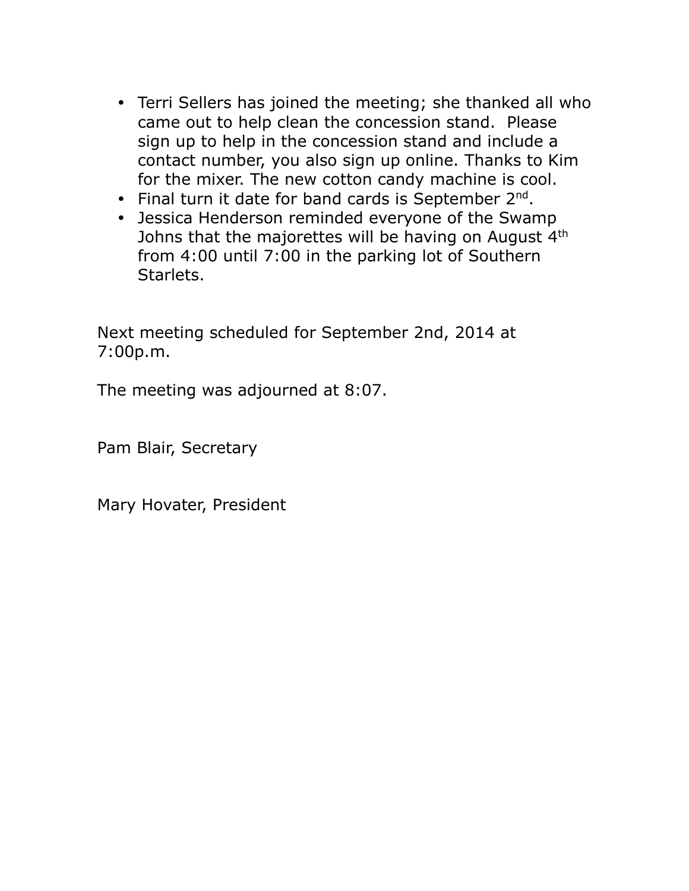- Terri Sellers has joined the meeting; she thanked all who came out to help clean the concession stand. Please sign up to help in the concession stand and include a contact number, you also sign up online. Thanks to Kim for the mixer. The new cotton candy machine is cool.
- Final turn it date for band cards is September 2nd.
- Jessica Henderson reminded everyone of the Swamp Johns that the majorettes will be having on August 4th from 4:00 until 7:00 in the parking lot of Southern Starlets.

Next meeting scheduled for September 2nd, 2014 at 7:00p.m.

The meeting was adjourned at 8:07.

Pam Blair, Secretary

Mary Hovater, President